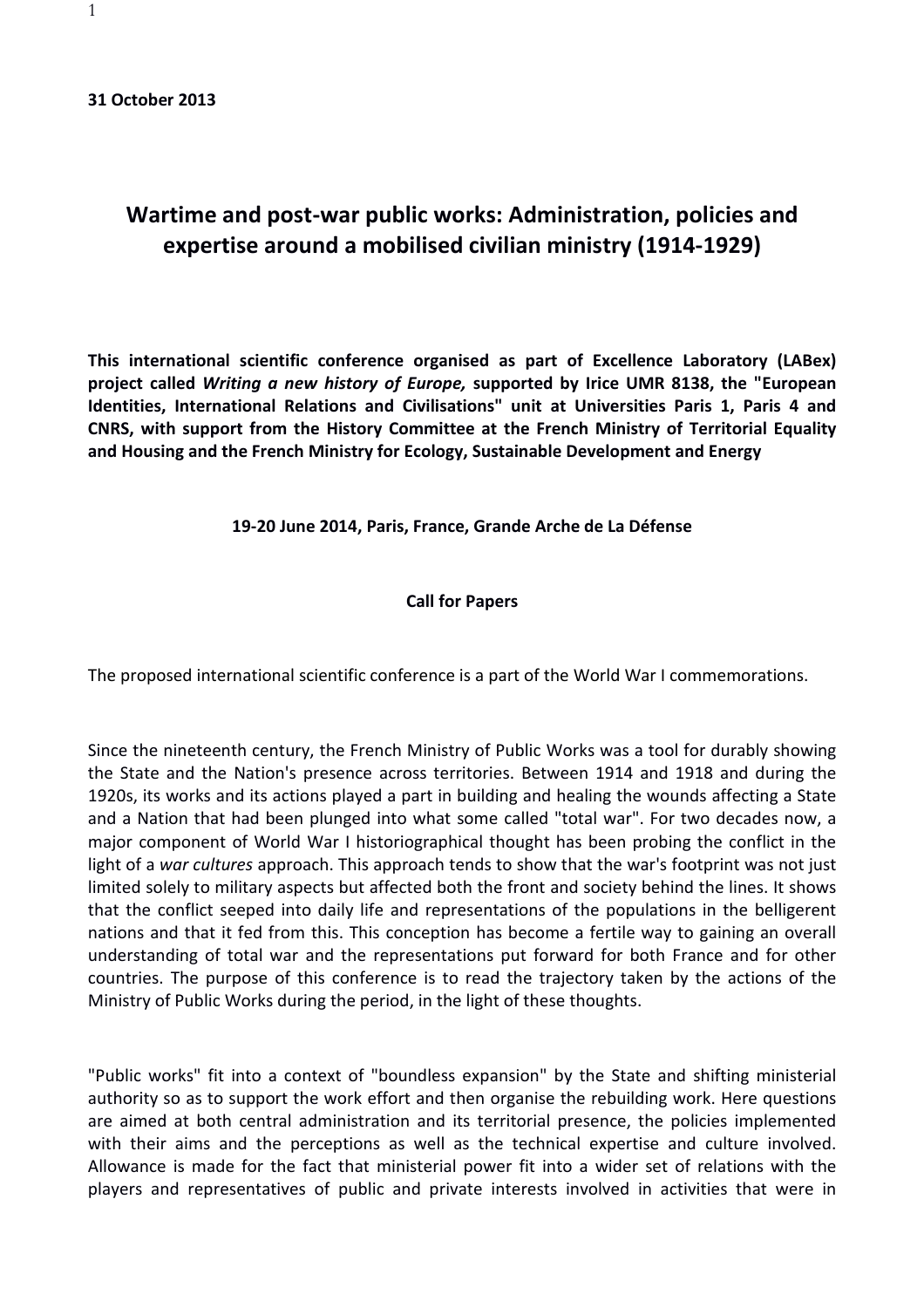**31 October 2013**

# Wartime and post-war public works: Administration, policies and expertise around a mobilised civilian ministry (1914-1929)

**This international scientific conference organised as part of Excellence Laboratory (LABex) project called *Writing a new history of Europe,* supported by Irice UMR 8138, the "European Identities, International Relations and Civilisations" unit at Universities Paris 1, Paris 4 and CNRS, with support from the History Committee at the French Ministry of Territorial Equality and Housing and the French Ministry for Ecology, Sustainable Development and Energy**

**19-20 June 2014, Paris, France, Grande Arche de La Défense**

## Call for Papers

The proposed international scientific conference is a part of the World War I commemorations.

Since the nineteenth century, the French Ministry of Public Works was a tool for durably showing the State and the Nation's presence across territories. Between 1914 and 1918 and during the 1920s, its works and its actions played a part in building and healing the wounds affecting a State and a Nation that had been plunged into what some called "total war". For two decades now, a major component of World War I historiographical thought has been probing the conflict in the light of a *war cultures* approach. This approach tends to show that the war's footprint was not just limited solely to military aspects but affected both the front and society behind the lines. It shows that the conflict seeped into daily life and representations of the populations in the belligerent nations and that it fed from this. This conception has become a fertile way to gaining an overall understanding of total war and the representations put forward for both France and for other countries. The purpose of this conference is to read the trajectory taken by the actions of the Ministry of Public Works during the period, in the light of these thoughts.

"Public works" fit into a context of "boundless expansion" by the State and shifting ministerial authority so as to support the work effort and then organise the rebuilding work. Here questions are aimed at both central administration and its territorial presence, the policies implemented with their aims and the perceptions as well as the technical expertise and culture involved. Allowance is made for the fact that ministerial power fit into a wider set of relations with the players and representatives of public and private interests involved in activities that were in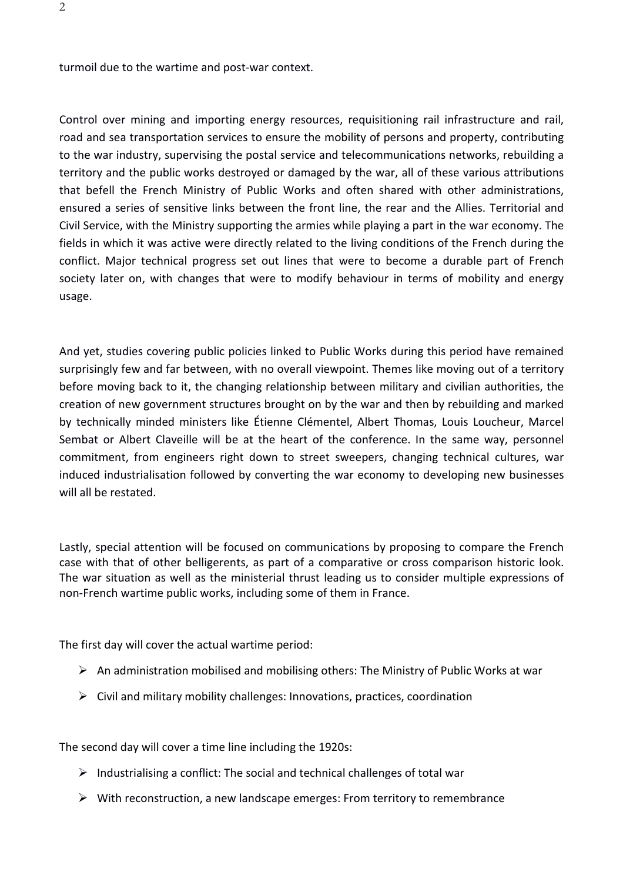turmoil due to the wartime and post-war context.

Control over mining and importing energy resources, requisitioning rail infrastructure and rail, road and sea transportation services to ensure the mobility of persons and property, contributing to the war industry, supervising the postal service and telecommunications networks, rebuilding a territory and the public works destroyed or damaged by the war, all of these various attributions that befell the French Ministry of Public Works and often shared with other administrations, ensured a series of sensitive links between the front line, the rear and the Allies. Territorial and Civil Service, with the Ministry supporting the armies while playing a part in the war economy. The fields in which it was active were directly related to the living conditions of the French during the conflict. Major technical progress set out lines that were to become a durable part of French society later on, with changes that were to modify behaviour in terms of mobility and energy usage.

And yet, studies covering public policies linked to Public Works during this period have remained surprisingly few and far between, with no overall viewpoint. Themes like moving out of a territory before moving back to it, the changing relationship between military and civilian authorities, the creation of new government structures brought on by the war and then by rebuilding and marked by technically minded ministers like Étienne Clémentel, Albert Thomas, Louis Loucheur, Marcel Sembat or Albert Claveille will be at the heart of the conference. In the same way, personnel commitment, from engineers right down to street sweepers, changing technical cultures, war induced industrialisation followed by converting the war economy to developing new businesses will all be restated.

Lastly, special attention will be focused on communications by proposing to compare the French case with that of other belligerents, as part of a comparative or cross comparison historic look. The war situation as well as the ministerial thrust leading us to consider multiple expressions of non-French wartime public works, including some of them in France.

The first day will cover the actual wartime period:

- An administration mobilised and mobilising others: The Ministry of Public Works at war
- Civil and military mobility challenges: Innovations, practices, coordination

The second day will cover a time line including the 1920s:

- Industrialising a conflict: The social and technical challenges of total war
- With reconstruction, a new landscape emerges: From territory to remembrance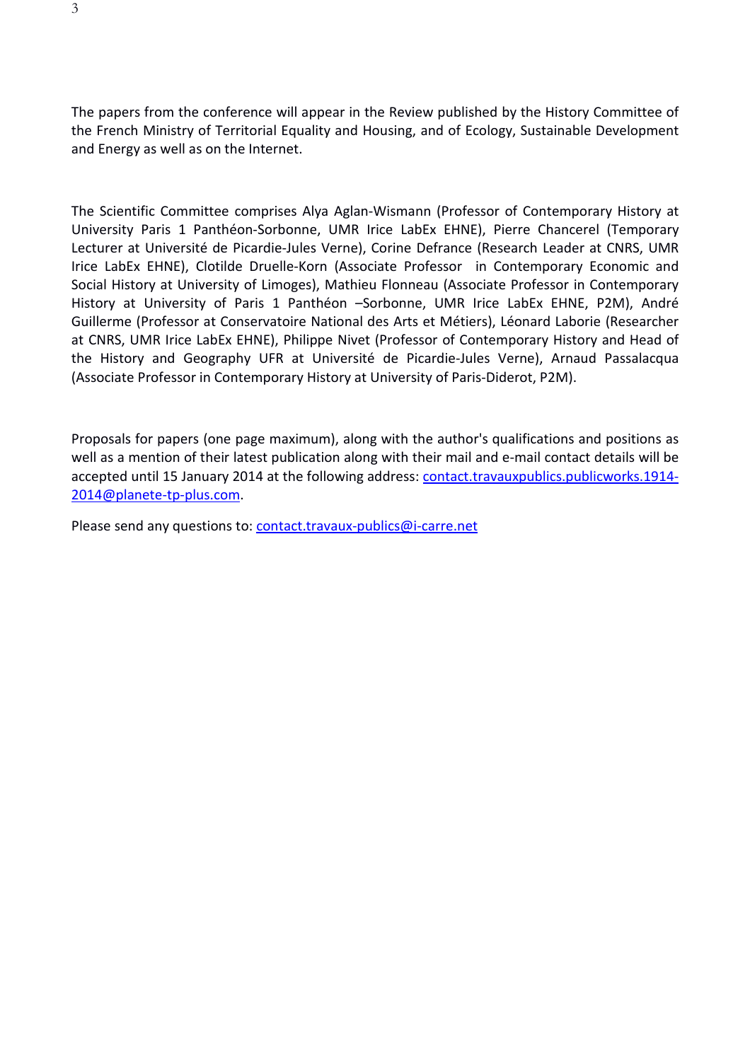The papers from the conference will appear in the Review published by the History Committee of the French Ministry of Territorial Equality and Housing, and of Ecology, Sustainable Development and Energy as well as on the Internet.

The Scientific Committee comprises Alya Aglan-Wismann (Professor of Contemporary History at University Paris 1 Panthéon-Sorbonne, UMR Irice LabEx EHNE), Pierre Chancerel (Temporary Lecturer at Université de Picardie-Jules Verne), Corine Defrance (Research Leader at CNRS, UMR Irice LabEx EHNE), Clotilde Druelle-Korn (Associate Professor in Contemporary Economic and Social History at University of Limoges), Mathieu Flonneau (Associate Professor in Contemporary History at University of Paris 1 Panthéon –Sorbonne, UMR Irice LabEx EHNE, P2M), André Guillerme (Professor at Conservatoire National des Arts et Métiers), Léonard Laborie (Researcher at CNRS, UMR Irice LabEx EHNE), Philippe Nivet (Professor of Contemporary History and Head of the History and Geography UFR at Université de Picardie-Jules Verne), Arnaud Passalacqua (Associate Professor in Contemporary History at University of Paris-Diderot, P2M).

Proposals for papers (one page maximum), along with the author's qualifications and positions as well as a mention of their latest publication along with their mail and e-mail contact details will be accepted until 15 January 2014 at the following address: contact.travauxpublics.publicworks.1914-2014@planete-tp-plus.com.

Please send any questions to: contact.travaux-publics@i-carre.net